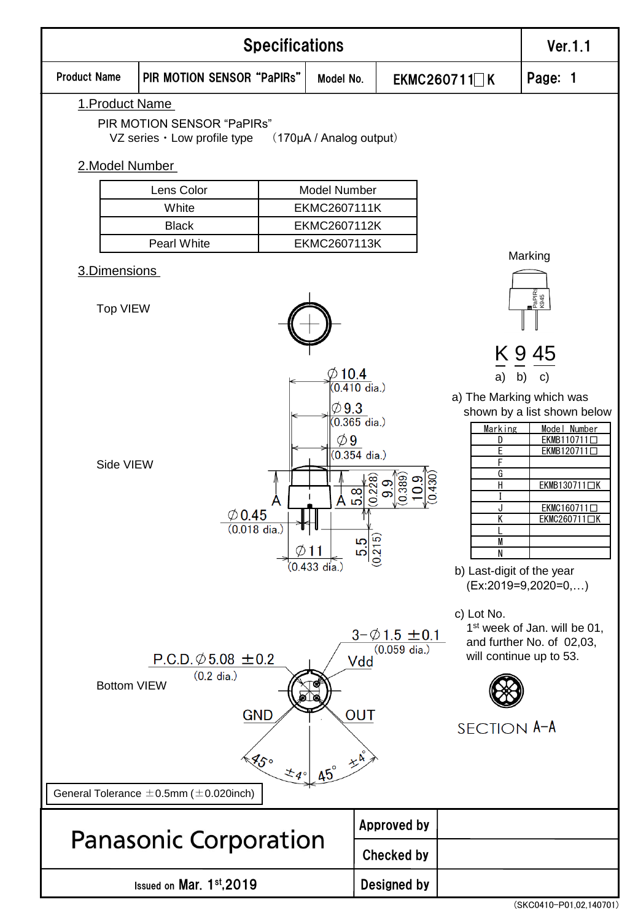# Specifications

Ver.1.1

| Product Name | PIR MOTION SENSOR "PaPIRs" | Model No. | EKMC260711□K |
|---|---|---|---|

## 1.Product Name

PIR MOTION SENSOR "PaPIRs"
VZ series・Low profile type （170μA / Analog output）

## 2.Model Number

| Lens Color | Model Number |
|---|---|
| White | EKMC2607111K |
| Black | EKMC2607112K |
| Pearl White | EKMC2607113K |

## 3.Dimensions

Top VIEW

Side VIEW

∅10.4 (0.410 dia.)
∅9.3 (0.365 dia.)
∅9 (0.354 dia.)
5.8 (0.228)
9.9 (0.389)
10.9 (0.430)
∅0.45 (0.018 dia.)
∅11 (0.433 dia.)
5.5 (0.215)

Bottom VIEW

P.C.D.∅5.08 ±0.2 (0.2 dia.)
3−∅1.5 ±0.1 (0.059 dia.)
Vdd
GND
OUT
45° ±4°
45° ±4°

SECTION A-A

Marking

K 9 45
a) b) c)

a) The Marking which was shown by a list shown below

| Marking | Model Number |
|---|---|
| D | EKMB110711□ |
| E | EKMB120711□ |
| F | |
| G | |
| H | EKMB130711□K |
| I | |
| J | EKMC160711□ |
| K | EKMC260711□K |
| L | |
| M | |
| N | |

b) Last-digit of the year (Ex:2019=9,2020=0,…)

c) Lot No.
1st week of Jan. will be 01, and further No. of 02,03, will continue up to 53.

General Tolerance ±0.5mm (±0.020inch)

| Panasonic Corporation | Approved by | |
|---|---|---|
| | Checked by | |
| Issued on Mar. 1st,2019 | Designed by | |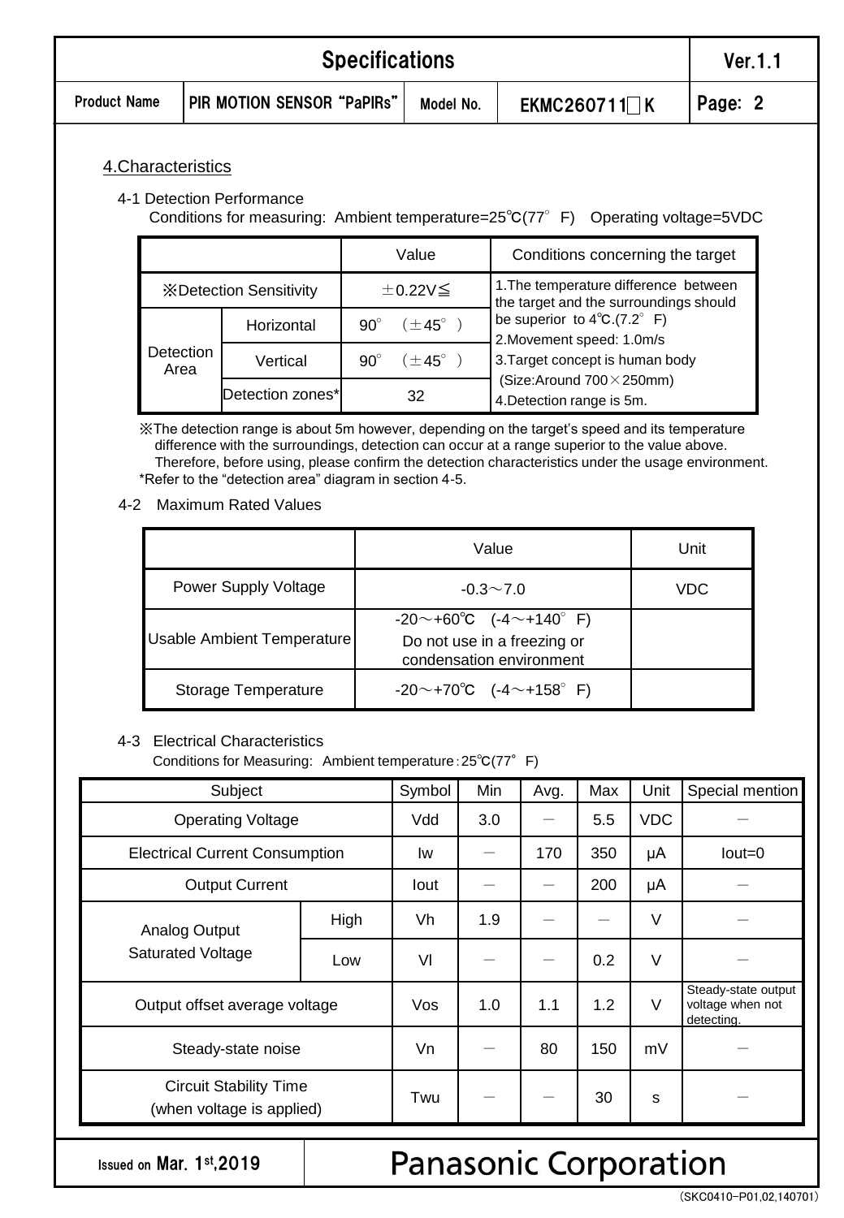## 4.Characteristics

### 4-1 Detection Performance

Conditions for measuring: Ambient temperature=25℃(77° F) Operating voltage=5VDC

| | | Value | Conditions concerning the target |
|---|---|---|---|
| ※Detection Sensitivity | | ±0.22V≦ | 1.The temperature difference between the target and the surroundings should be superior to 4℃.(7.2° F)<br>2.Movement speed: 1.0m/s<br>3.Target concept is human body (Size:Around 700×250mm)<br>4.Detection range is 5m. |
| Detection Area | Horizontal | 90° (±45° ) | |
| | Vertical | 90° (±45° ) | |
| | Detection zones* | 32 | |

※The detection range is about 5m however, depending on the target's speed and its temperature difference with the surroundings, detection can occur at a range superior to the value above. Therefore, before using, please confirm the detection characteristics under the usage environment.
*Refer to the "detection area" diagram in section 4-5.

### 4-2 Maximum Rated Values

| | Value | Unit |
|---|---|---|
| Power Supply Voltage | -0.3～7.0 | VDC |
| Usable Ambient Temperature | -20～+60℃ (-4～+140° F)<br>Do not use in a freezing or condensation environment | |
| Storage Temperature | -20～+70℃ (-4～+158° F) | |

### 4-3 Electrical Characteristics

Conditions for Measuring: Ambient temperature：25℃(77° F)

| Subject | | Symbol | Min | Avg. | Max | Unit | Special mention |
|---|---|---|---|---|---|---|---|
| Operating Voltage | | Vdd | 3.0 | － | 5.5 | VDC | － |
| Electrical Current Consumption | | Iw | － | 170 | 350 | μA | Iout=0 |
| Output Current | | Iout | － | － | 200 | μA | － |
| Analog Output Saturated Voltage | High | Vh | 1.9 | － | － | V | － |
| | Low | Vl | － | － | 0.2 | V | － |
| Output offset average voltage | | Vos | 1.0 | 1.1 | 1.2 | V | Steady-state output voltage when not detecting. |
| Steady-state noise | | Vn | － | 80 | 150 | mV | － |
| Circuit Stability Time (when voltage is applied) | | Twu | － | － | 30 | s | － |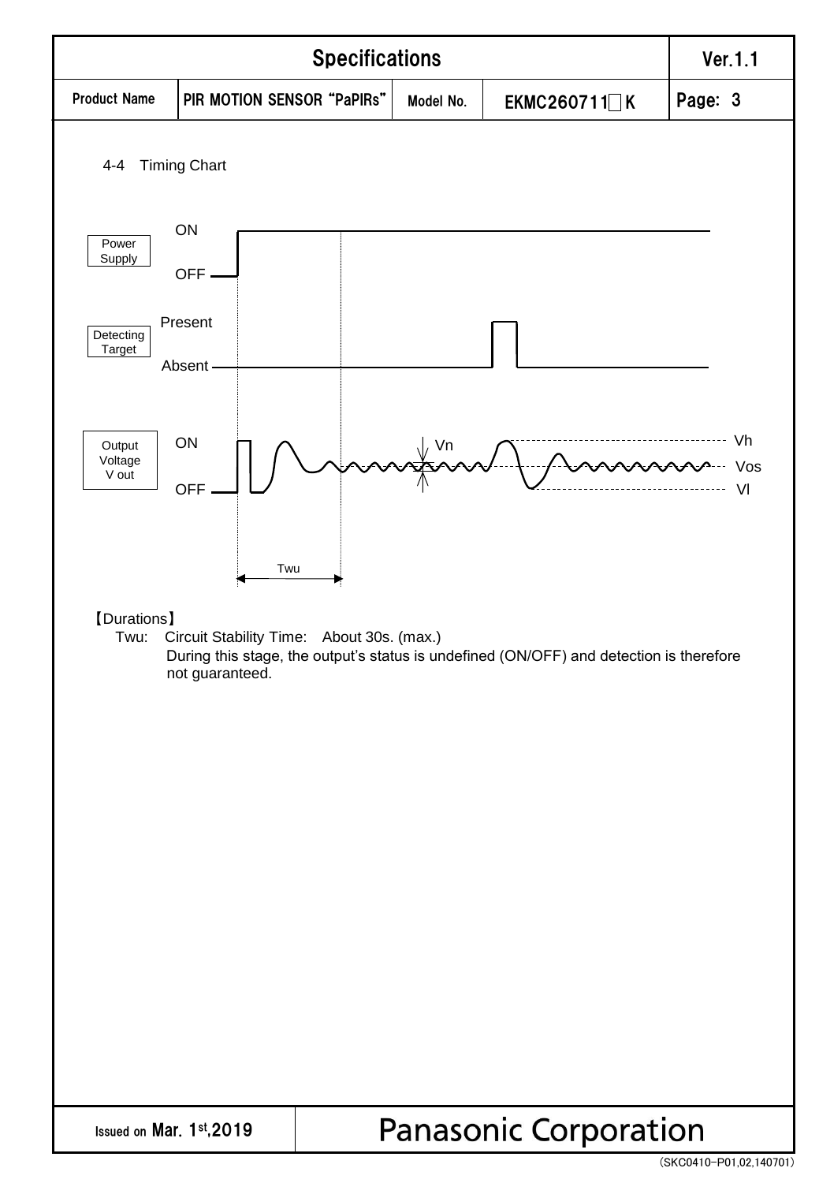4-4 Timing Chart

【Durations】

Twu: Circuit Stability Time: About 30s. (max.)

During this stage, the output's status is undefined (ON/OFF) and detection is therefore not guaranteed.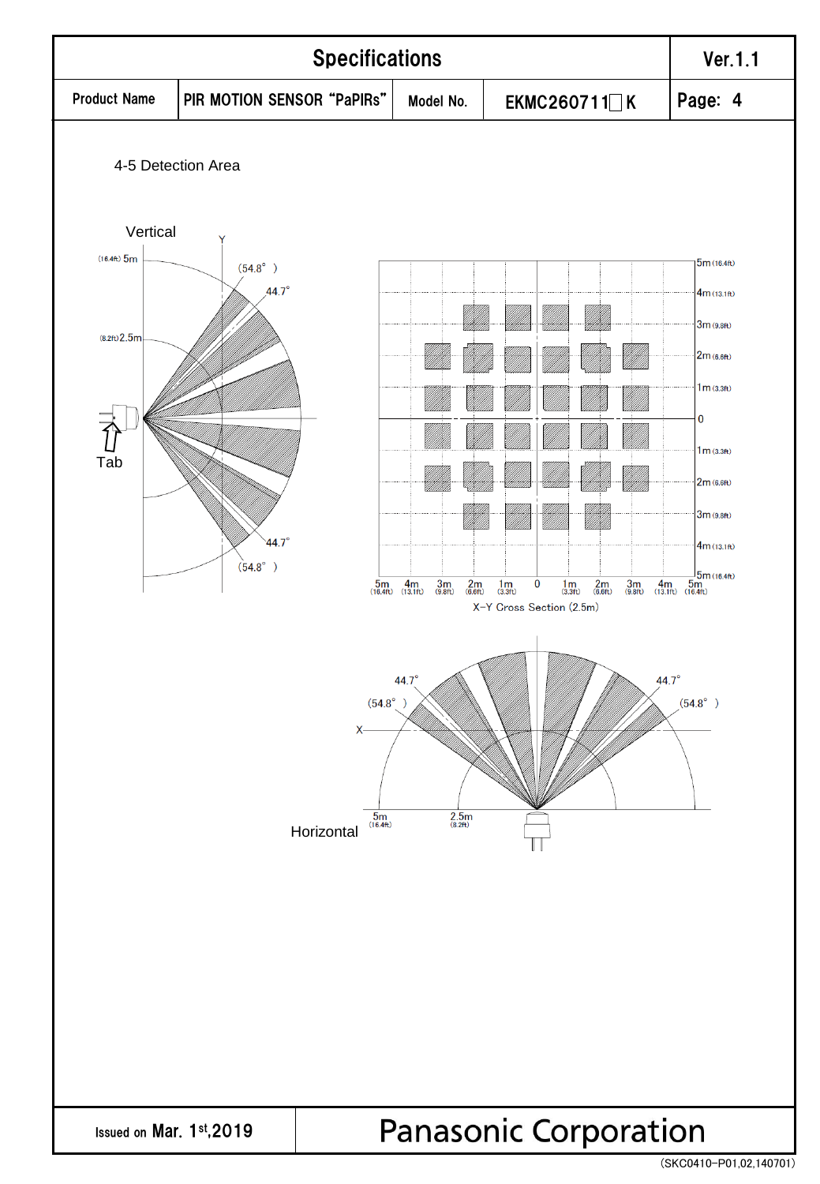| Specifications | | | | Ver.1.1 |
|---|---|---|---|---|
| Product Name | PIR MOTION SENSOR "PaPIRs" | Model No. | EKMC260711□K | Page: 4 |

4-5 Detection Area

Vertical

(16.4ft) 5m

(8.2ft) 2.5m

Y

(54.8° )

44.7°

Tab

44.7°

(54.8° )

5m (16.4ft)
4m (13.1ft)
3m (9.8ft)
2m (6.6ft)
1m (3.3ft)
0
1m (3.3ft)
2m (6.6ft)
3m (9.8ft)
4m (13.1ft)
5m (16.4ft)

5m (16.4ft) 4m (13.1ft) 3m (9.8ft) 2m (6.6ft) 1m (3.3ft) 0 1m (3.3ft) 2m (6.6ft) 3m (9.8ft) 4m (13.1ft) 5m (16.4ft)

X-Y Cross Section (2.5m)

44.7° 44.7°

(54.8° ) (54.8° )

X

5m (16.4ft) 2.5m (8.2ft)

Horizontal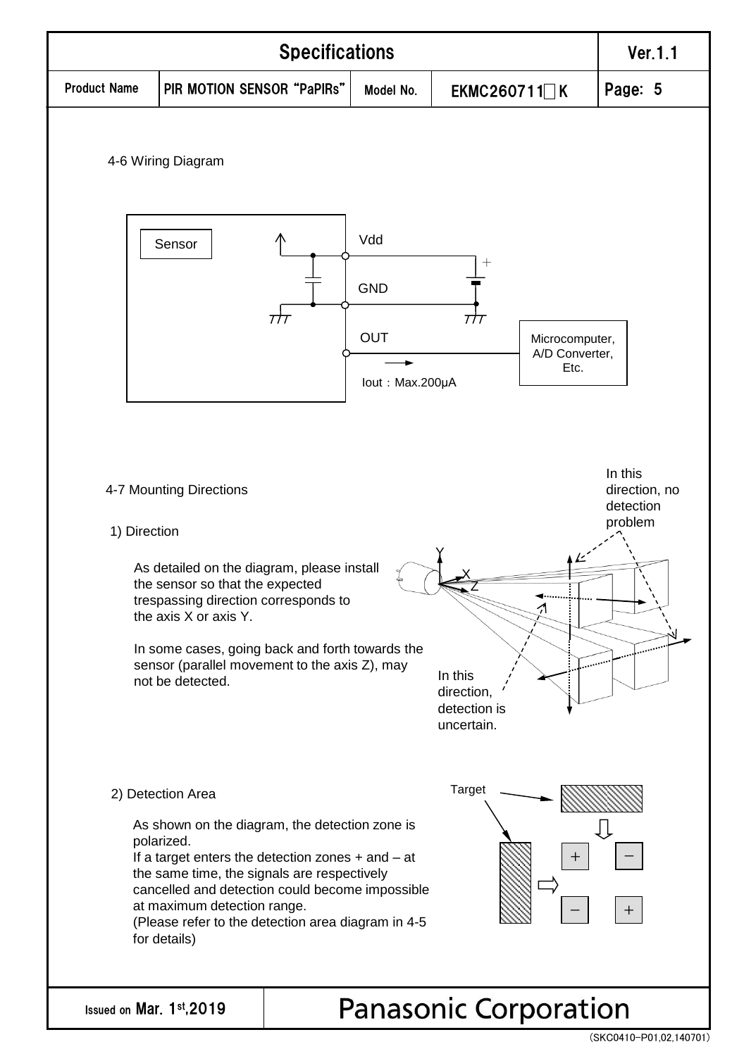#### 4-6 Wiring Diagram

Sensor

Vdd

GND

OUT

Iout：Max.200μA

Microcomputer, A/D Converter, Etc.

#### 4-7 Mounting Directions

1) Direction

As detailed on the diagram, please install the sensor so that the expected trespassing direction corresponds to the axis X or axis Y.

In some cases, going back and forth towards the sensor (parallel movement to the axis Z), may not be detected.

In this direction, no detection problem

In this direction, detection is uncertain.

2) Detection Area

As shown on the diagram, the detection zone is polarized.
If a target enters the detection zones + and – at the same time, the signals are respectively cancelled and detection could become impossible at maximum detection range.
(Please refer to the detection area diagram in 4-5 for details)

Target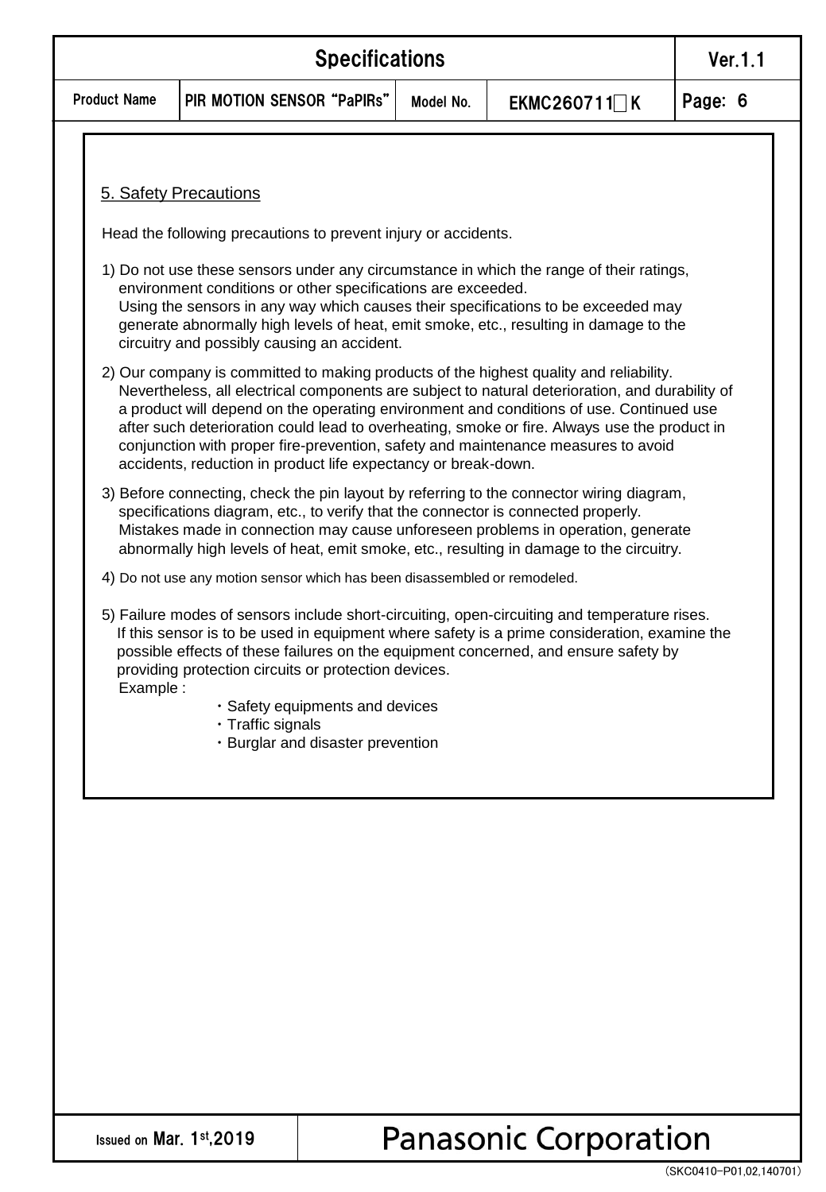## 5. Safety Precautions

Head the following precautions to prevent injury or accidents.

1) Do not use these sensors under any circumstance in which the range of their ratings, environment conditions or other specifications are exceeded.
   Using the sensors in any way which causes their specifications to be exceeded may generate abnormally high levels of heat, emit smoke, etc., resulting in damage to the circuitry and possibly causing an accident.

2) Our company is committed to making products of the highest quality and reliability. Nevertheless, all electrical components are subject to natural deterioration, and durability of a product will depend on the operating environment and conditions of use. Continued use after such deterioration could lead to overheating, smoke or fire. Always use the product in conjunction with proper fire-prevention, safety and maintenance measures to avoid accidents, reduction in product life expectancy or break-down.

3) Before connecting, check the pin layout by referring to the connector wiring diagram, specifications diagram, etc., to verify that the connector is connected properly.
   Mistakes made in connection may cause unforeseen problems in operation, generate abnormally high levels of heat, emit smoke, etc., resulting in damage to the circuitry.

4) Do not use any motion sensor which has been disassembled or remodeled.

5) Failure modes of sensors include short-circuiting, open-circuiting and temperature rises.
   If this sensor is to be used in equipment where safety is a prime consideration, examine the possible effects of these failures on the equipment concerned, and ensure safety by providing protection circuits or protection devices.
   Example :
   - Safety equipments and devices
   - Traffic signals
   - Burglar and disaster prevention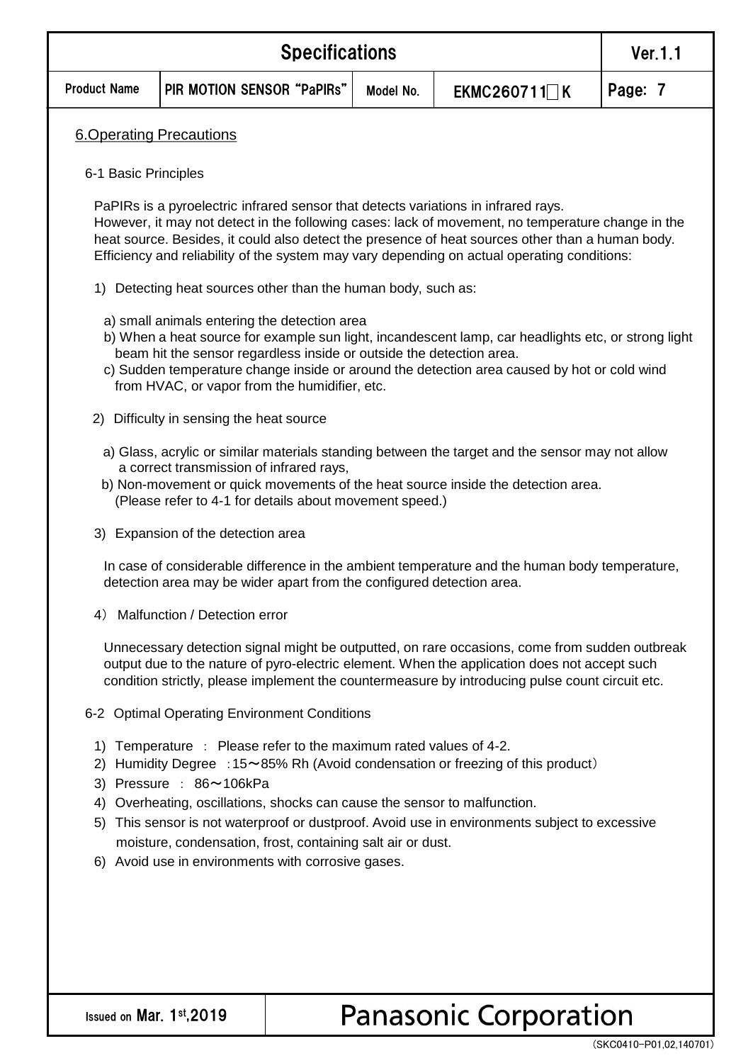## 6.Operating Precautions

### 6-1 Basic Principles

PaPIRs is a pyroelectric infrared sensor that detects variations in infrared rays.
However, it may not detect in the following cases: lack of movement, no temperature change in the heat source. Besides, it could also detect the presence of heat sources other than a human body. Efficiency and reliability of the system may vary depending on actual operating conditions:

1) Detecting heat sources other than the human body, such as:

   a) small animals entering the detection area
   b) When a heat source for example sun light, incandescent lamp, car headlights etc, or strong light beam hit the sensor regardless inside or outside the detection area.
   c) Sudden temperature change inside or around the detection area caused by hot or cold wind from HVAC, or vapor from the humidifier, etc.

2) Difficulty in sensing the heat source

   a) Glass, acrylic or similar materials standing between the target and the sensor may not allow a correct transmission of infrared rays,
   b) Non-movement or quick movements of the heat source inside the detection area. (Please refer to 4-1 for details about movement speed.)

3) Expansion of the detection area

   In case of considerable difference in the ambient temperature and the human body temperature, detection area may be wider apart from the configured detection area.

4） Malfunction / Detection error

   Unnecessary detection signal might be outputted, on rare occasions, come from sudden outbreak output due to the nature of pyro-electric element. When the application does not accept such condition strictly, please implement the countermeasure by introducing pulse count circuit etc.

### 6-2 Optimal Operating Environment Conditions

1) Temperature ： Please refer to the maximum rated values of 4-2.
2) Humidity Degree ：15～85% Rh (Avoid condensation or freezing of this product）
3) Pressure ： 86～106kPa
4) Overheating, oscillations, shocks can cause the sensor to malfunction.
5) This sensor is not waterproof or dustproof. Avoid use in environments subject to excessive moisture, condensation, frost, containing salt air or dust.
6) Avoid use in environments with corrosive gases.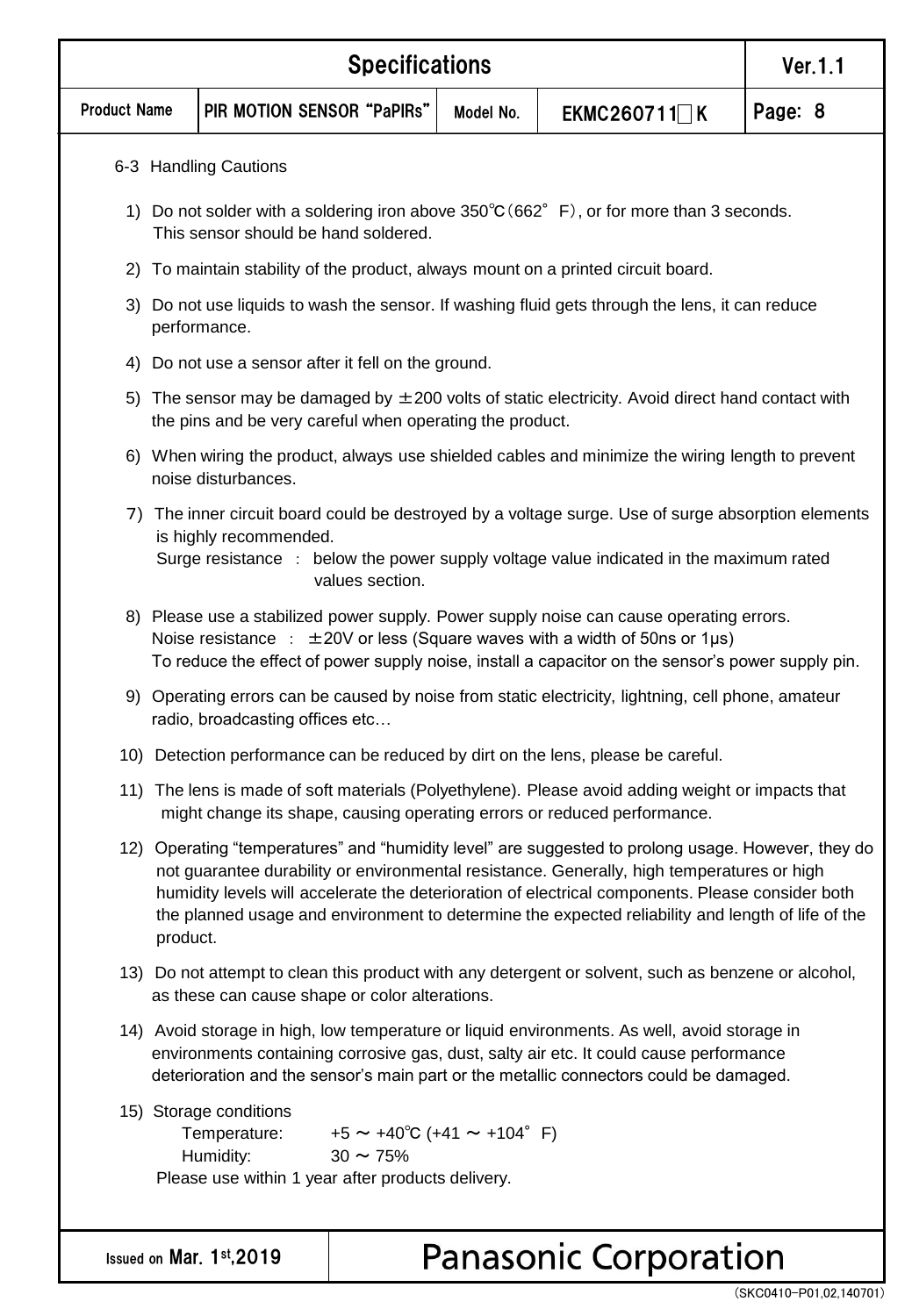## 6-3 Handling Cautions

1) Do not solder with a soldering iron above 350℃(662° F), or for more than 3 seconds. This sensor should be hand soldered.

2) To maintain stability of the product, always mount on a printed circuit board.

3) Do not use liquids to wash the sensor. If washing fluid gets through the lens, it can reduce performance.

4) Do not use a sensor after it fell on the ground.

5) The sensor may be damaged by ±200 volts of static electricity. Avoid direct hand contact with the pins and be very careful when operating the product.

6) When wiring the product, always use shielded cables and minimize the wiring length to prevent noise disturbances.

7) The inner circuit board could be destroyed by a voltage surge. Use of surge absorption elements is highly recommended.
   Surge resistance : below the power supply voltage value indicated in the maximum rated values section.

8) Please use a stabilized power supply. Power supply noise can cause operating errors.
   Noise resistance : ±20V or less (Square waves with a width of 50ns or 1μs)
   To reduce the effect of power supply noise, install a capacitor on the sensor's power supply pin.

9) Operating errors can be caused by noise from static electricity, lightning, cell phone, amateur radio, broadcasting offices etc…

10) Detection performance can be reduced by dirt on the lens, please be careful.

11) The lens is made of soft materials (Polyethylene). Please avoid adding weight or impacts that might change its shape, causing operating errors or reduced performance.

12) Operating "temperatures" and "humidity level" are suggested to prolong usage. However, they do not guarantee durability or environmental resistance. Generally, high temperatures or high humidity levels will accelerate the deterioration of electrical components. Please consider both the planned usage and environment to determine the expected reliability and length of life of the product.

13) Do not attempt to clean this product with any detergent or solvent, such as benzene or alcohol, as these can cause shape or color alterations.

14) Avoid storage in high, low temperature or liquid environments. As well, avoid storage in environments containing corrosive gas, dust, salty air etc. It could cause performance deterioration and the sensor's main part or the metallic connectors could be damaged.

15) Storage conditions
   Temperature: +5 ～ +40℃ (+41 ～ +104° F)
   Humidity: 30 ～ 75%
   Please use within 1 year after products delivery.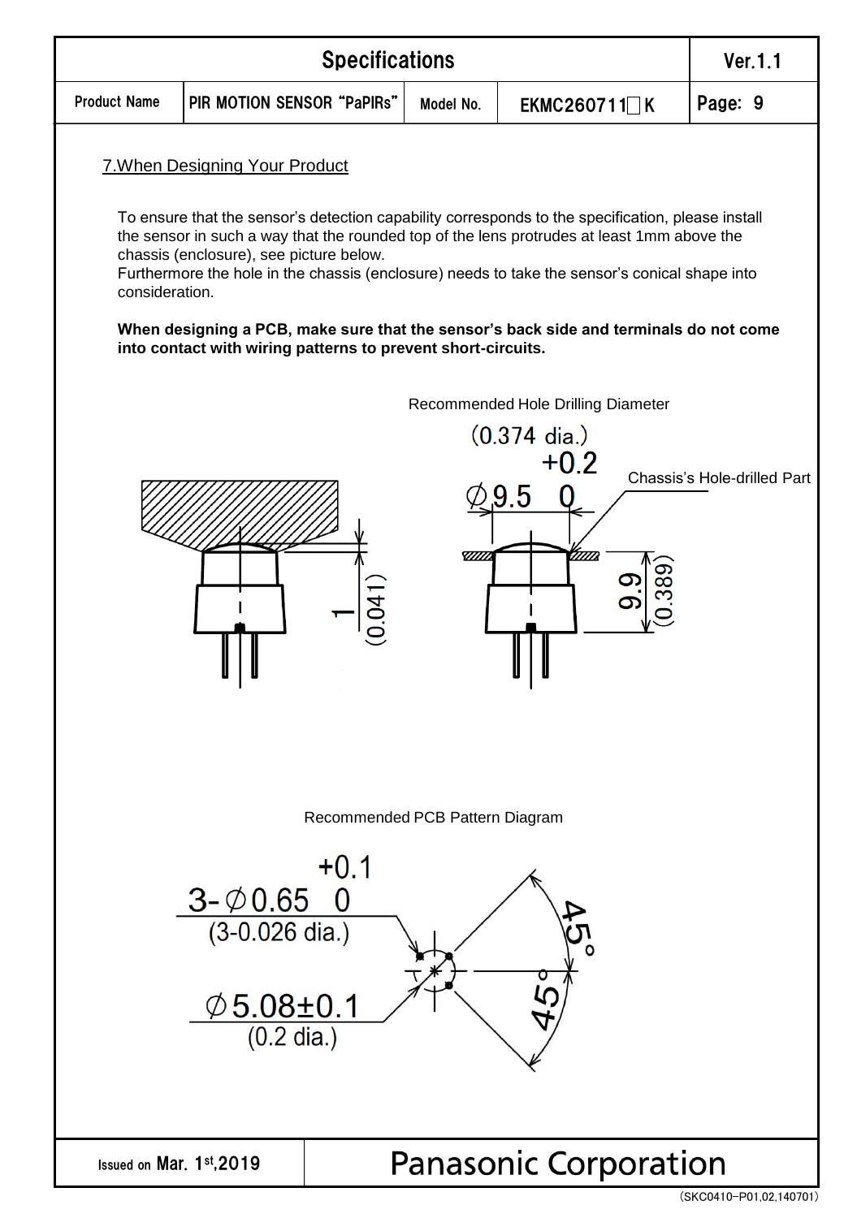| Specifications | | | | Ver.1.1 |
|---|---|---|---|---|
| Product Name | PIR MOTION SENSOR "PaPIRs" | Model No. | EKMC260711□K | Page: 9 |

## 7.When Designing Your Product

To ensure that the sensor's detection capability corresponds to the specification, please install the sensor in such a way that the rounded top of the lens protrudes at least 1mm above the chassis (enclosure), see picture below.
Furthermore the hole in the chassis (enclosure) needs to take the sensor's conical shape into consideration.

**When designing a PCB, make sure that the sensor's back side and terminals do not come into contact with wiring patterns to prevent short-circuits.**

Recommended Hole Drilling Diameter

$\varnothing 9.5^{+0.2}_{0}$ (0.374 dia.)

Chassis's Hole-drilled Part

1 (0.041)

9.9 (0.389)

Recommended PCB Pattern Diagram

3-$\varnothing 0.65^{+0.1}_{0}$ (3-0.026 dia.)

$\varnothing 5.08\pm0.1$ (0.2 dia.)

45°

45°

Issued on Mar. 1st,2019 Panasonic Corporation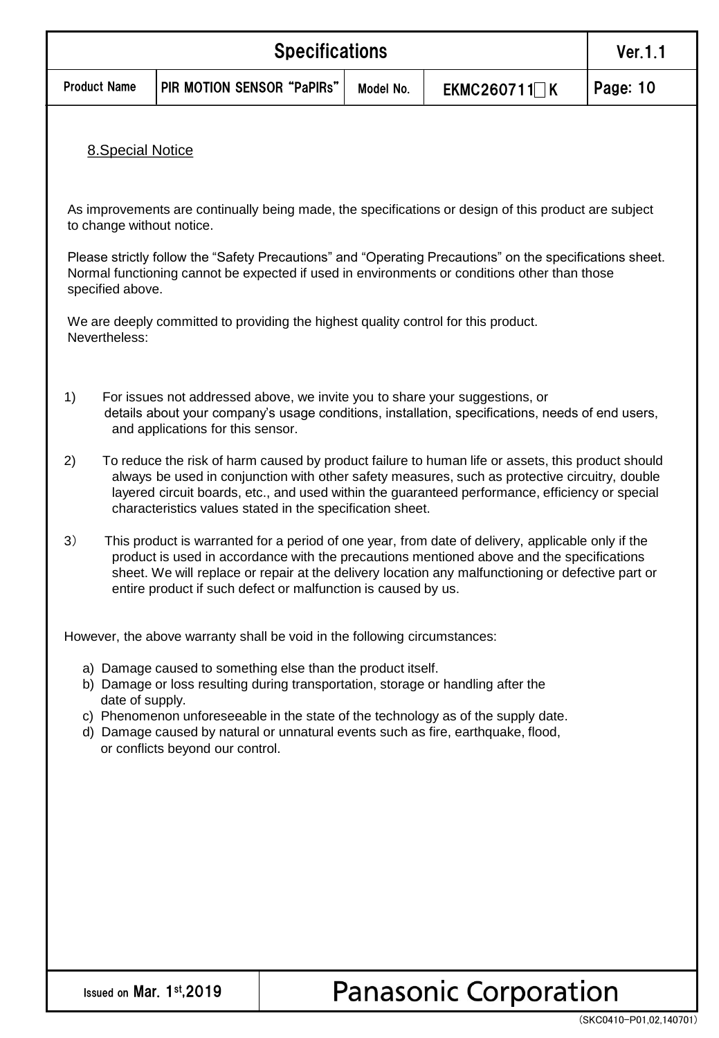## 8.Special Notice

As improvements are continually being made, the specifications or design of this product are subject to change without notice.

Please strictly follow the “Safety Precautions” and “Operating Precautions” on the specifications sheet. Normal functioning cannot be expected if used in environments or conditions other than those specified above.

We are deeply committed to providing the highest quality control for this product. Nevertheless:

1) For issues not addressed above, we invite you to share your suggestions, or details about your company’s usage conditions, installation, specifications, needs of end users, and applications for this sensor.

2) To reduce the risk of harm caused by product failure to human life or assets, this product should always be used in conjunction with other safety measures, such as protective circuitry, double layered circuit boards, etc., and used within the guaranteed performance, efficiency or special characteristics values stated in the specification sheet.

3) This product is warranted for a period of one year, from date of delivery, applicable only if the product is used in accordance with the precautions mentioned above and the specifications sheet. We will replace or repair at the delivery location any malfunctioning or defective part or entire product if such defect or malfunction is caused by us.

However, the above warranty shall be void in the following circumstances:

a) Damage caused to something else than the product itself.
b) Damage or loss resulting during transportation, storage or handling after the date of supply.
c) Phenomenon unforeseeable in the state of the technology as of the supply date.
d) Damage caused by natural or unnatural events such as fire, earthquake, flood, or conflicts beyond our control.